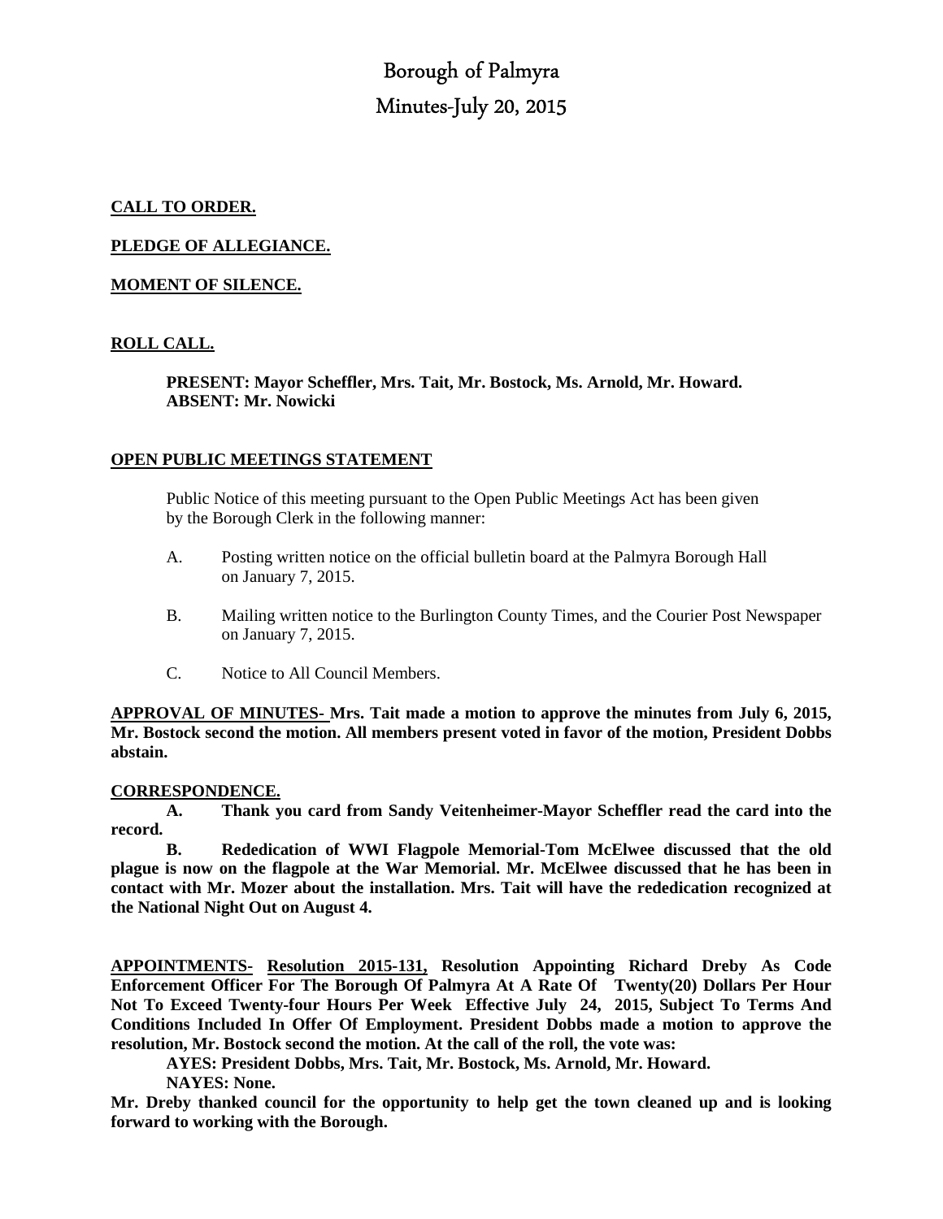# Borough of Palmyra

## Minutes-July 20, 2015

**CALL TO ORDER.**

**PLEDGE OF ALLEGIANCE.**

**MOMENT OF SILENCE.**

**ROLL CALL.**

> **PRESENT: Mayor Scheffler, Mrs. Tait, Mr. Bostock, Ms. Arnold, Mr. Howard.**
> **ABSENT: Mr. Nowicki**

**OPEN PUBLIC MEETINGS STATEMENT**

Public Notice of this meeting pursuant to the Open Public Meetings Act has been given by the Borough Clerk in the following manner:

A. Posting written notice on the official bulletin board at the Palmyra Borough Hall on January 7, 2015.

B. Mailing written notice to the Burlington County Times, and the Courier Post Newspaper on January 7, 2015.

C. Notice to All Council Members.

**APPROVAL OF MINUTES- Mrs. Tait made a motion to approve the minutes from July 6, 2015, Mr. Bostock second the motion. All members present voted in favor of the motion, President Dobbs abstain.**

**CORRESPONDENCE.**

**A. Thank you card from Sandy Veitenheimer-Mayor Scheffler read the card into the record.**

**B. Rededication of WWI Flagpole Memorial-Tom McElwee discussed that the old plague is now on the flagpole at the War Memorial. Mr. McElwee discussed that he has been in contact with Mr. Mozer about the installation. Mrs. Tait will have the rededication recognized at the National Night Out on August 4.**

**APPOINTMENTS- Resolution 2015-131, Resolution Appointing Richard Dreby As Code Enforcement Officer For The Borough Of Palmyra At A Rate Of Twenty(20) Dollars Per Hour Not To Exceed Twenty-four Hours Per Week Effective July 24, 2015, Subject To Terms And Conditions Included In Offer Of Employment. President Dobbs made a motion to approve the resolution, Mr. Bostock second the motion. At the call of the roll, the vote was:**

> **AYES: President Dobbs, Mrs. Tait, Mr. Bostock, Ms. Arnold, Mr. Howard.**
> **NAYES: None.**

**Mr. Dreby thanked council for the opportunity to help get the town cleaned up and is looking forward to working with the Borough.**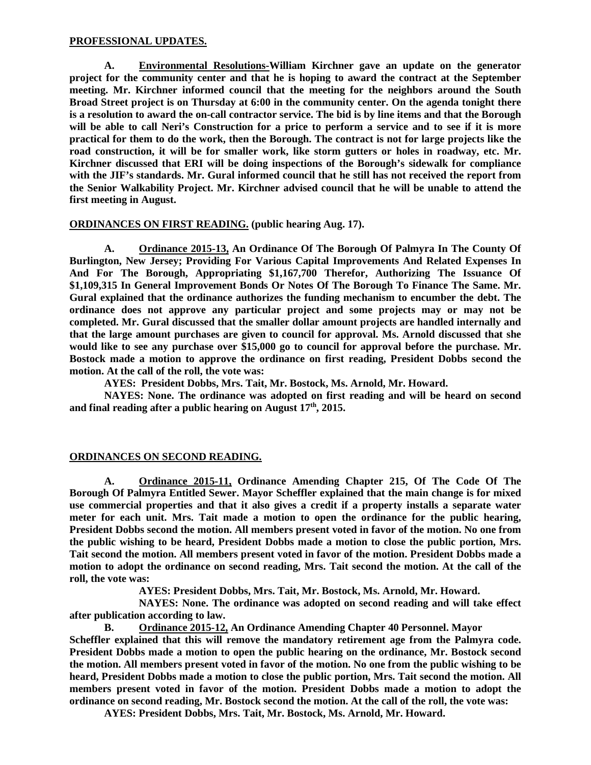**PROFESSIONAL UPDATES.**

**A. Environmental Resolutions-William Kirchner gave an update on the generator project for the community center and that he is hoping to award the contract at the September meeting. Mr. Kirchner informed council that the meeting for the neighbors around the South Broad Street project is on Thursday at 6:00 in the community center. On the agenda tonight there is a resolution to award the on-call contractor service. The bid is by line items and that the Borough will be able to call Neri's Construction for a price to perform a service and to see if it is more practical for them to do the work, then the Borough. The contract is not for large projects like the road construction, it will be for smaller work, like storm gutters or holes in roadway, etc. Mr. Kirchner discussed that ERI will be doing inspections of the Borough's sidewalk for compliance with the JIF's standards. Mr. Gural informed council that he still has not received the report from the Senior Walkability Project. Mr. Kirchner advised council that he will be unable to attend the first meeting in August.**

**ORDINANCES ON FIRST READING. (public hearing Aug. 17).**

**A. Ordinance 2015-13, An Ordinance Of The Borough Of Palmyra In The County Of Burlington, New Jersey; Providing For Various Capital Improvements And Related Expenses In And For The Borough, Appropriating $1,167,700 Therefor, Authorizing The Issuance Of $1,109,315 In General Improvement Bonds Or Notes Of The Borough To Finance The Same. Mr. Gural explained that the ordinance authorizes the funding mechanism to encumber the debt. The ordinance does not approve any particular project and some projects may or may not be completed. Mr. Gural discussed that the smaller dollar amount projects are handled internally and that the large amount purchases are given to council for approval. Ms. Arnold discussed that she would like to see any purchase over $15,000 go to council for approval before the purchase. Mr. Bostock made a motion to approve the ordinance on first reading, President Dobbs second the motion. At the call of the roll, the vote was:**

**AYES: President Dobbs, Mrs. Tait, Mr. Bostock, Ms. Arnold, Mr. Howard.**

**NAYES: None. The ordinance was adopted on first reading and will be heard on second and final reading after a public hearing on August 17th, 2015.**

**ORDINANCES ON SECOND READING.**

**A. Ordinance 2015-11, Ordinance Amending Chapter 215, Of The Code Of The Borough Of Palmyra Entitled Sewer. Mayor Scheffler explained that the main change is for mixed use commercial properties and that it also gives a credit if a property installs a separate water meter for each unit. Mrs. Tait made a motion to open the ordinance for the public hearing, President Dobbs second the motion. All members present voted in favor of the motion. No one from the public wishing to be heard, President Dobbs made a motion to close the public portion, Mrs. Tait second the motion. All members present voted in favor of the motion. President Dobbs made a motion to adopt the ordinance on second reading, Mrs. Tait second the motion. At the call of the roll, the vote was:**

**AYES: President Dobbs, Mrs. Tait, Mr. Bostock, Ms. Arnold, Mr. Howard.**

**NAYES: None. The ordinance was adopted on second reading and will take effect after publication according to law.**

**B. Ordinance 2015-12, An Ordinance Amending Chapter 40 Personnel. Mayor Scheffler explained that this will remove the mandatory retirement age from the Palmyra code. President Dobbs made a motion to open the public hearing on the ordinance, Mr. Bostock second the motion. All members present voted in favor of the motion. No one from the public wishing to be heard, President Dobbs made a motion to close the public portion, Mrs. Tait second the motion. All members present voted in favor of the motion. President Dobbs made a motion to adopt the ordinance on second reading, Mr. Bostock second the motion. At the call of the roll, the vote was:**

**AYES: President Dobbs, Mrs. Tait, Mr. Bostock, Ms. Arnold, Mr. Howard.**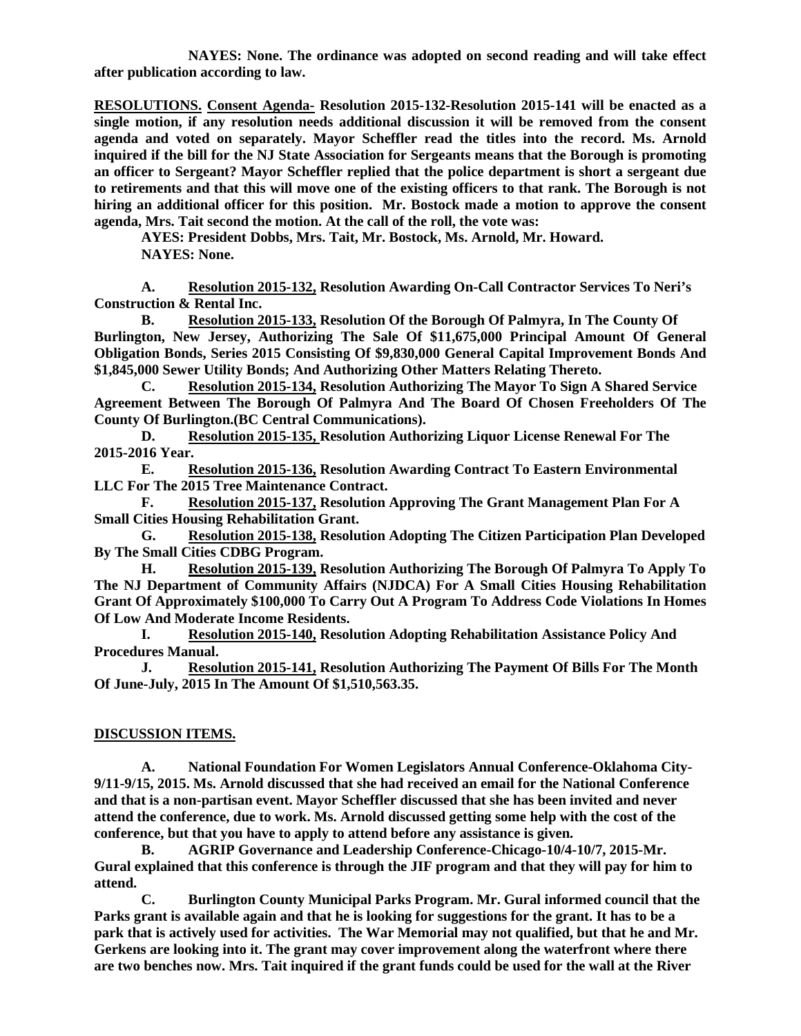**NAYES: None. The ordinance was adopted on second reading and will take effect after publication according to law.**

**RESOLUTIONS. Consent Agenda- Resolution 2015-132-Resolution 2015-141 will be enacted as a single motion, if any resolution needs additional discussion it will be removed from the consent agenda and voted on separately. Mayor Scheffler read the titles into the record. Ms. Arnold inquired if the bill for the NJ State Association for Sergeants means that the Borough is promoting an officer to Sergeant? Mayor Scheffler replied that the police department is short a sergeant due to retirements and that this will move one of the existing officers to that rank. The Borough is not hiring an additional officer for this position. Mr. Bostock made a motion to approve the consent agenda, Mrs. Tait second the motion. At the call of the roll, the vote was:**

**AYES: President Dobbs, Mrs. Tait, Mr. Bostock, Ms. Arnold, Mr. Howard.**
**NAYES: None.**

**A. Resolution 2015-132, Resolution Awarding On-Call Contractor Services To Neri's Construction & Rental Inc.**

**B. Resolution 2015-133, Resolution Of the Borough Of Palmyra, In The County Of Burlington, New Jersey, Authorizing The Sale Of $11,675,000 Principal Amount Of General Obligation Bonds, Series 2015 Consisting Of $9,830,000 General Capital Improvement Bonds And $1,845,000 Sewer Utility Bonds; And Authorizing Other Matters Relating Thereto.**

**C. Resolution 2015-134, Resolution Authorizing The Mayor To Sign A Shared Service Agreement Between The Borough Of Palmyra And The Board Of Chosen Freeholders Of The County Of Burlington.(BC Central Communications).**

**D. Resolution 2015-135, Resolution Authorizing Liquor License Renewal For The 2015-2016 Year.**

**E. Resolution 2015-136, Resolution Awarding Contract To Eastern Environmental LLC For The 2015 Tree Maintenance Contract.**

**F. Resolution 2015-137, Resolution Approving The Grant Management Plan For A Small Cities Housing Rehabilitation Grant.**

**G. Resolution 2015-138, Resolution Adopting The Citizen Participation Plan Developed By The Small Cities CDBG Program.**

**H. Resolution 2015-139, Resolution Authorizing The Borough Of Palmyra To Apply To The NJ Department of Community Affairs (NJDCA) For A Small Cities Housing Rehabilitation Grant Of Approximately $100,000 To Carry Out A Program To Address Code Violations In Homes Of Low And Moderate Income Residents.**

**I. Resolution 2015-140, Resolution Adopting Rehabilitation Assistance Policy And Procedures Manual.**

**J. Resolution 2015-141, Resolution Authorizing The Payment Of Bills For The Month Of June-July, 2015 In The Amount Of $1,510,563.35.**

**DISCUSSION ITEMS.**

**A. National Foundation For Women Legislators Annual Conference-Oklahoma City-9/11-9/15, 2015. Ms. Arnold discussed that she had received an email for the National Conference and that is a non-partisan event. Mayor Scheffler discussed that she has been invited and never attend the conference, due to work. Ms. Arnold discussed getting some help with the cost of the conference, but that you have to apply to attend before any assistance is given.**

**B. AGRIP Governance and Leadership Conference-Chicago-10/4-10/7, 2015-Mr. Gural explained that this conference is through the JIF program and that they will pay for him to attend.**

**C. Burlington County Municipal Parks Program. Mr. Gural informed council that the Parks grant is available again and that he is looking for suggestions for the grant. It has to be a park that is actively used for activities. The War Memorial may not qualified, but that he and Mr. Gerkens are looking into it. The grant may cover improvement along the waterfront where there are two benches now. Mrs. Tait inquired if the grant funds could be used for the wall at the River**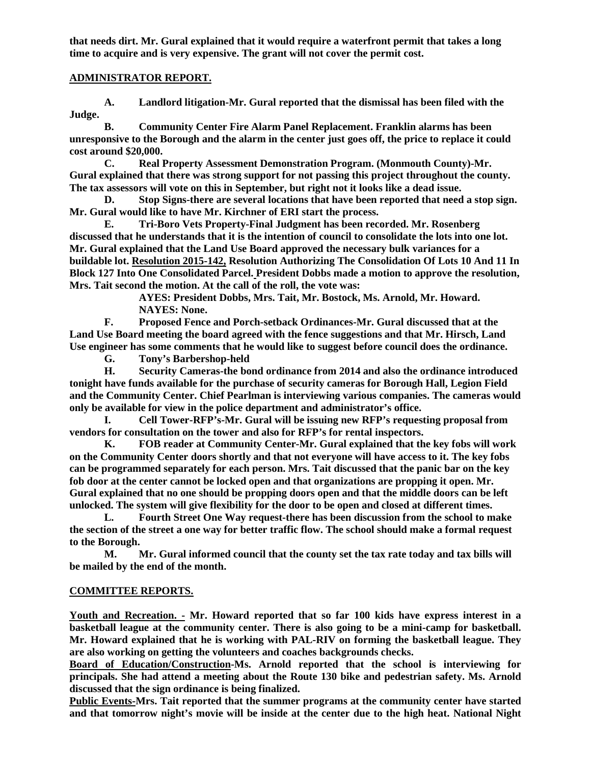**that needs dirt. Mr. Gural explained that it would require a waterfront permit that takes a long time to acquire and is very expensive. The grant will not cover the permit cost.**

## ADMINISTRATOR REPORT.

**A. Landlord litigation-Mr. Gural reported that the dismissal has been filed with the Judge.**

**B. Community Center Fire Alarm Panel Replacement. Franklin alarms has been unresponsive to the Borough and the alarm in the center just goes off, the price to replace it could cost around $20,000.**

**C. Real Property Assessment Demonstration Program. (Monmouth County)-Mr. Gural explained that there was strong support for not passing this project throughout the county. The tax assessors will vote on this in September, but right not it looks like a dead issue.**

**D. Stop Signs-there are several locations that have been reported that need a stop sign. Mr. Gural would like to have Mr. Kirchner of ERI start the process.**

**E. Tri-Boro Vets Property-Final Judgment has been recorded. Mr. Rosenberg discussed that he understands that it is the intention of council to consolidate the lots into one lot. Mr. Gural explained that the Land Use Board approved the necessary bulk variances for a buildable lot. <u>Resolution 2015-142,</u> Resolution Authorizing The Consolidation Of Lots 10 And 11 In Block 127 Into One Consolidated Parcel. President Dobbs made a motion to approve the resolution, Mrs. Tait second the motion. At the call of the roll, the vote was:**

> **AYES: President Dobbs, Mrs. Tait, Mr. Bostock, Ms. Arnold, Mr. Howard.**
> **NAYES: None.**

**F. Proposed Fence and Porch-setback Ordinances-Mr. Gural discussed that at the Land Use Board meeting the board agreed with the fence suggestions and that Mr. Hirsch, Land Use engineer has some comments that he would like to suggest before council does the ordinance.**

**G. Tony's Barbershop-held**

**H. Security Cameras-the bond ordinance from 2014 and also the ordinance introduced tonight have funds available for the purchase of security cameras for Borough Hall, Legion Field and the Community Center. Chief Pearlman is interviewing various companies. The cameras would only be available for view in the police department and administrator's office.**

**I. Cell Tower-RFP's-Mr. Gural will be issuing new RFP's requesting proposal from vendors for consultation on the tower and also for RFP's for rental inspectors.**

**K. FOB reader at Community Center-Mr. Gural explained that the key fobs will work on the Community Center doors shortly and that not everyone will have access to it. The key fobs can be programmed separately for each person. Mrs. Tait discussed that the panic bar on the key fob door at the center cannot be locked open and that organizations are propping it open. Mr. Gural explained that no one should be propping doors open and that the middle doors can be left unlocked. The system will give flexibility for the door to be open and closed at different times.**

**L. Fourth Street One Way request-there has been discussion from the school to make the section of the street a one way for better traffic flow. The school should make a formal request to the Borough.**

**M. Mr. Gural informed council that the county set the tax rate today and tax bills will be mailed by the end of the month.**

## COMMITTEE REPORTS.

**<u>Youth and Recreation.</u> - Mr. Howard reported that so far 100 kids have express interest in a basketball league at the community center. There is also going to be a mini-camp for basketball. Mr. Howard explained that he is working with PAL-RIV on forming the basketball league. They are also working on getting the volunteers and coaches backgrounds checks.**

**<u>Board of Education/Construction</u>-Ms. Arnold reported that the school is interviewing for principals. She had attend a meeting about the Route 130 bike and pedestrian safety. Ms. Arnold discussed that the sign ordinance is being finalized.**

**<u>Public Events</u>-Mrs. Tait reported that the summer programs at the community center have started and that tomorrow night's movie will be inside at the center due to the high heat. National Night**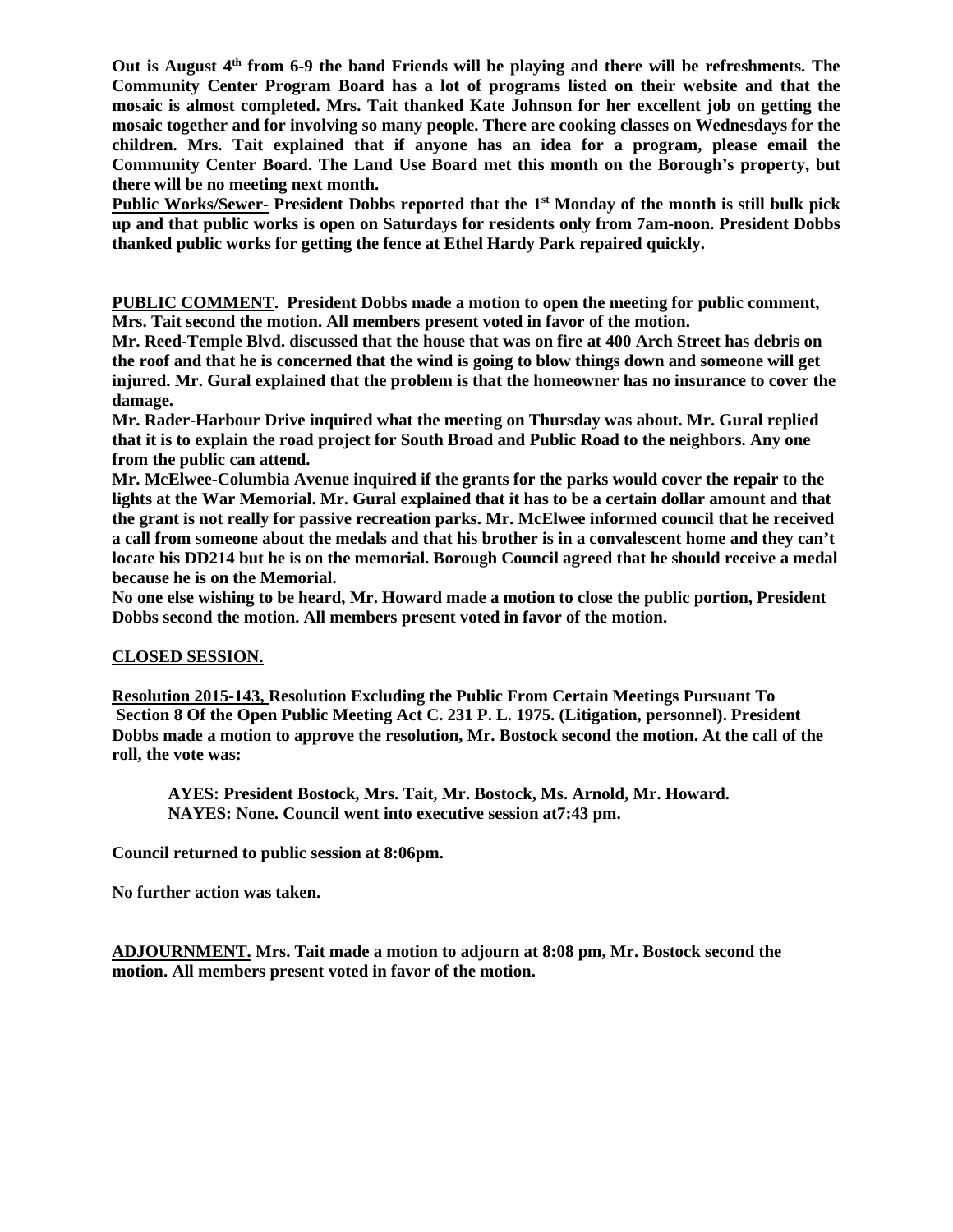**Out is August 4th from 6-9 the band Friends will be playing and there will be refreshments. The Community Center Program Board has a lot of programs listed on their website and that the mosaic is almost completed. Mrs. Tait thanked Kate Johnson for her excellent job on getting the mosaic together and for involving so many people. There are cooking classes on Wednesdays for the children. Mrs. Tait explained that if anyone has an idea for a program, please email the Community Center Board. The Land Use Board met this month on the Borough's property, but there will be no meeting next month.**

**<u>Public Works/Sewer-</u> President Dobbs reported that the 1st Monday of the month is still bulk pick up and that public works is open on Saturdays for residents only from 7am-noon. President Dobbs thanked public works for getting the fence at Ethel Hardy Park repaired quickly.**

**<u>PUBLIC COMMENT</u>. President Dobbs made a motion to open the meeting for public comment, Mrs. Tait second the motion. All members present voted in favor of the motion.**

**Mr. Reed-Temple Blvd. discussed that the house that was on fire at 400 Arch Street has debris on the roof and that he is concerned that the wind is going to blow things down and someone will get injured. Mr. Gural explained that the problem is that the homeowner has no insurance to cover the damage.**

**Mr. Rader-Harbour Drive inquired what the meeting on Thursday was about. Mr. Gural replied that it is to explain the road project for South Broad and Public Road to the neighbors. Any one from the public can attend.**

**Mr. McElwee-Columbia Avenue inquired if the grants for the parks would cover the repair to the lights at the War Memorial. Mr. Gural explained that it has to be a certain dollar amount and that the grant is not really for passive recreation parks. Mr. McElwee informed council that he received a call from someone about the medals and that his brother is in a convalescent home and they can't locate his DD214 but he is on the memorial. Borough Council agreed that he should receive a medal because he is on the Memorial.**

**No one else wishing to be heard, Mr. Howard made a motion to close the public portion, President Dobbs second the motion. All members present voted in favor of the motion.**

**<u>CLOSED SESSION.</u>**

**<u>Resolution 2015-143,</u> Resolution Excluding the Public From Certain Meetings Pursuant To Section 8 Of the Open Public Meeting Act C. 231 P. L. 1975. (Litigation, personnel). President Dobbs made a motion to approve the resolution, Mr. Bostock second the motion. At the call of the roll, the vote was:**

> **AYES: President Bostock, Mrs. Tait, Mr. Bostock, Ms. Arnold, Mr. Howard.**
> **NAYES: None. Council went into executive session at7:43 pm.**

**Council returned to public session at 8:06pm.**

**No further action was taken.**

**<u>ADJOURNMENT.</u> Mrs. Tait made a motion to adjourn at 8:08 pm, Mr. Bostock second the motion. All members present voted in favor of the motion.**